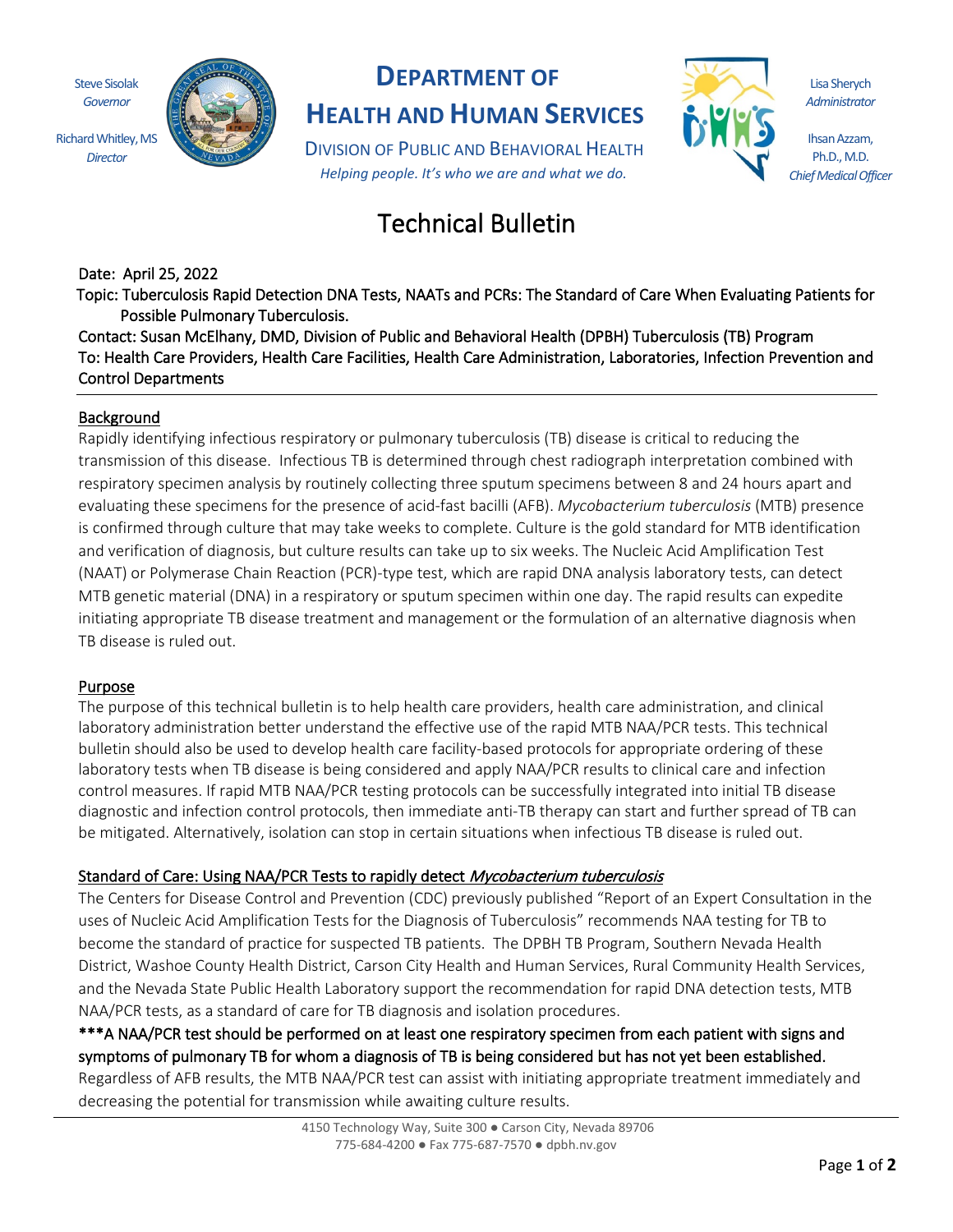Steve Sisolak
*Governor*

Richard Whitley, MS
*Director*

# DEPARTMENT OF HEALTH AND HUMAN SERVICES

DIVISION OF PUBLIC AND BEHAVIORAL HEALTH

*Helping people. It's who we are and what we do.*

Lisa Sherych
*Administrator*

Ihsan Azzam, Ph.D., M.D.
*Chief Medical Officer*

# Technical Bulletin

Date: April 25, 2022

Topic: Tuberculosis Rapid Detection DNA Tests, NAATs and PCRs: The Standard of Care When Evaluating Patients for Possible Pulmonary Tuberculosis.

Contact: Susan McElhany, DMD, Division of Public and Behavioral Health (DPBH) Tuberculosis (TB) Program

To: Health Care Providers, Health Care Facilities, Health Care Administration, Laboratories, Infection Prevention and Control Departments

## Background

Rapidly identifying infectious respiratory or pulmonary tuberculosis (TB) disease is critical to reducing the transmission of this disease. Infectious TB is determined through chest radiograph interpretation combined with respiratory specimen analysis by routinely collecting three sputum specimens between 8 and 24 hours apart and evaluating these specimens for the presence of acid-fast bacilli (AFB). *Mycobacterium tuberculosis* (MTB) presence is confirmed through culture that may take weeks to complete. Culture is the gold standard for MTB identification and verification of diagnosis, but culture results can take up to six weeks. The Nucleic Acid Amplification Test (NAAT) or Polymerase Chain Reaction (PCR)-type test, which are rapid DNA analysis laboratory tests, can detect MTB genetic material (DNA) in a respiratory or sputum specimen within one day. The rapid results can expedite initiating appropriate TB disease treatment and management or the formulation of an alternative diagnosis when TB disease is ruled out.

## Purpose

The purpose of this technical bulletin is to help health care providers, health care administration, and clinical laboratory administration better understand the effective use of the rapid MTB NAA/PCR tests. This technical bulletin should also be used to develop health care facility-based protocols for appropriate ordering of these laboratory tests when TB disease is being considered and apply NAA/PCR results to clinical care and infection control measures. If rapid MTB NAA/PCR testing protocols can be successfully integrated into initial TB disease diagnostic and infection control protocols, then immediate anti-TB therapy can start and further spread of TB can be mitigated. Alternatively, isolation can stop in certain situations when infectious TB disease is ruled out.

## Standard of Care: Using NAA/PCR Tests to rapidly detect *Mycobacterium tuberculosis*

The Centers for Disease Control and Prevention (CDC) previously published "Report of an Expert Consultation in the uses of Nucleic Acid Amplification Tests for the Diagnosis of Tuberculosis" recommends NAA testing for TB to become the standard of practice for suspected TB patients. The DPBH TB Program, Southern Nevada Health District, Washoe County Health District, Carson City Health and Human Services, Rural Community Health Services, and the Nevada State Public Health Laboratory support the recommendation for rapid DNA detection tests, MTB NAA/PCR tests, as a standard of care for TB diagnosis and isolation procedures.

***A NAA/PCR test should be performed on at least one respiratory specimen from each patient with signs and symptoms of pulmonary TB for whom a diagnosis of TB is being considered but has not yet been established. Regardless of AFB results, the MTB NAA/PCR test can assist with initiating appropriate treatment immediately and decreasing the potential for transmission while awaiting culture results.

4150 Technology Way, Suite 300 ● Carson City, Nevada 89706
775-684-4200 ● Fax 775-687-7570 ● dpbh.nv.gov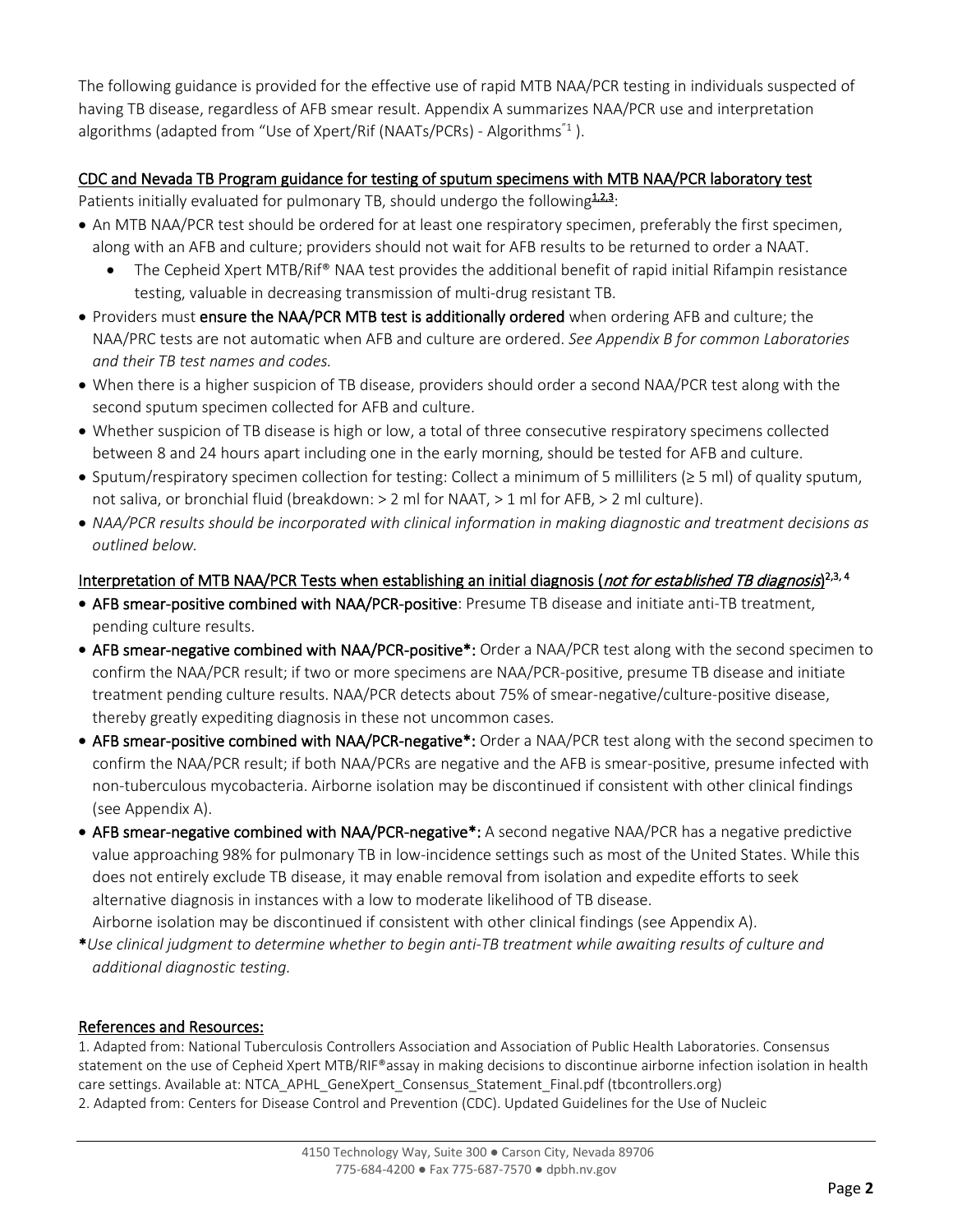The following guidance is provided for the effective use of rapid MTB NAA/PCR testing in individuals suspected of having TB disease, regardless of AFB smear result. Appendix A summarizes NAA/PCR use and interpretation algorithms (adapted from "Use of Xpert/Rif (NAATs/PCRs) - Algorithms"[1] ).

## CDC and Nevada TB Program guidance for testing of sputum specimens with MTB NAA/PCR laboratory test

Patients initially evaluated for pulmonary TB, should undergo the following[1,2,3]:

- An MTB NAA/PCR test should be ordered for at least one respiratory specimen, preferably the first specimen, along with an AFB and culture; providers should not wait for AFB results to be returned to order a NAAT.
  - The Cepheid Xpert MTB/Rif® NAA test provides the additional benefit of rapid initial Rifampin resistance testing, valuable in decreasing transmission of multi-drug resistant TB.
- Providers must **ensure the NAA/PCR MTB test is additionally ordered** when ordering AFB and culture; the NAA/PRC tests are not automatic when AFB and culture are ordered. *See Appendix B for common Laboratories and their TB test names and codes.*
- When there is a higher suspicion of TB disease, providers should order a second NAA/PCR test along with the second sputum specimen collected for AFB and culture.
- Whether suspicion of TB disease is high or low, a total of three consecutive respiratory specimens collected between 8 and 24 hours apart including one in the early morning, should be tested for AFB and culture.
- Sputum/respiratory specimen collection for testing: Collect a minimum of 5 milliliters (≥ 5 ml) of quality sputum, not saliva, or bronchial fluid (breakdown: > 2 ml for NAAT, > 1 ml for AFB, > 2 ml culture).
- *NAA/PCR results should be incorporated with clinical information in making diagnostic and treatment decisions as outlined below.*

## Interpretation of MTB NAA/PCR Tests when establishing an initial diagnosis (*not for established TB diagnosis*)[2,3,4]

- **AFB smear-positive combined with NAA/PCR-positive**: Presume TB disease and initiate anti-TB treatment, pending culture results.
- **AFB smear-negative combined with NAA/PCR-positive\*:** Order a NAA/PCR test along with the second specimen to confirm the NAA/PCR result; if two or more specimens are NAA/PCR-positive, presume TB disease and initiate treatment pending culture results. NAA/PCR detects about 75% of smear-negative/culture-positive disease, thereby greatly expediting diagnosis in these not uncommon cases.
- **AFB smear-positive combined with NAA/PCR-negative\*:** Order a NAA/PCR test along with the second specimen to confirm the NAA/PCR result; if both NAA/PCRs are negative and the AFB is smear-positive, presume infected with non-tuberculous mycobacteria. Airborne isolation may be discontinued if consistent with other clinical findings (see Appendix A).
- **AFB smear-negative combined with NAA/PCR-negative\*:** A second negative NAA/PCR has a negative predictive value approaching 98% for pulmonary TB in low-incidence settings such as most of the United States. While this does not entirely exclude TB disease, it may enable removal from isolation and expedite efforts to seek alternative diagnosis in instances with a low to moderate likelihood of TB disease.
  Airborne isolation may be discontinued if consistent with other clinical findings (see Appendix A).

**\***_Use clinical judgment to determine whether to begin anti-TB treatment while awaiting results of culture and additional diagnostic testing._

## References and Resources:

1. Adapted from: National Tuberculosis Controllers Association and Association of Public Health Laboratories. Consensus statement on the use of Cepheid Xpert MTB/RIF®assay in making decisions to discontinue airborne infection isolation in health care settings. Available at: NTCA_APHL_GeneXpert_Consensus_Statement_Final.pdf (tbcontrollers.org)
2. Adapted from: Centers for Disease Control and Prevention (CDC). Updated Guidelines for the Use of Nucleic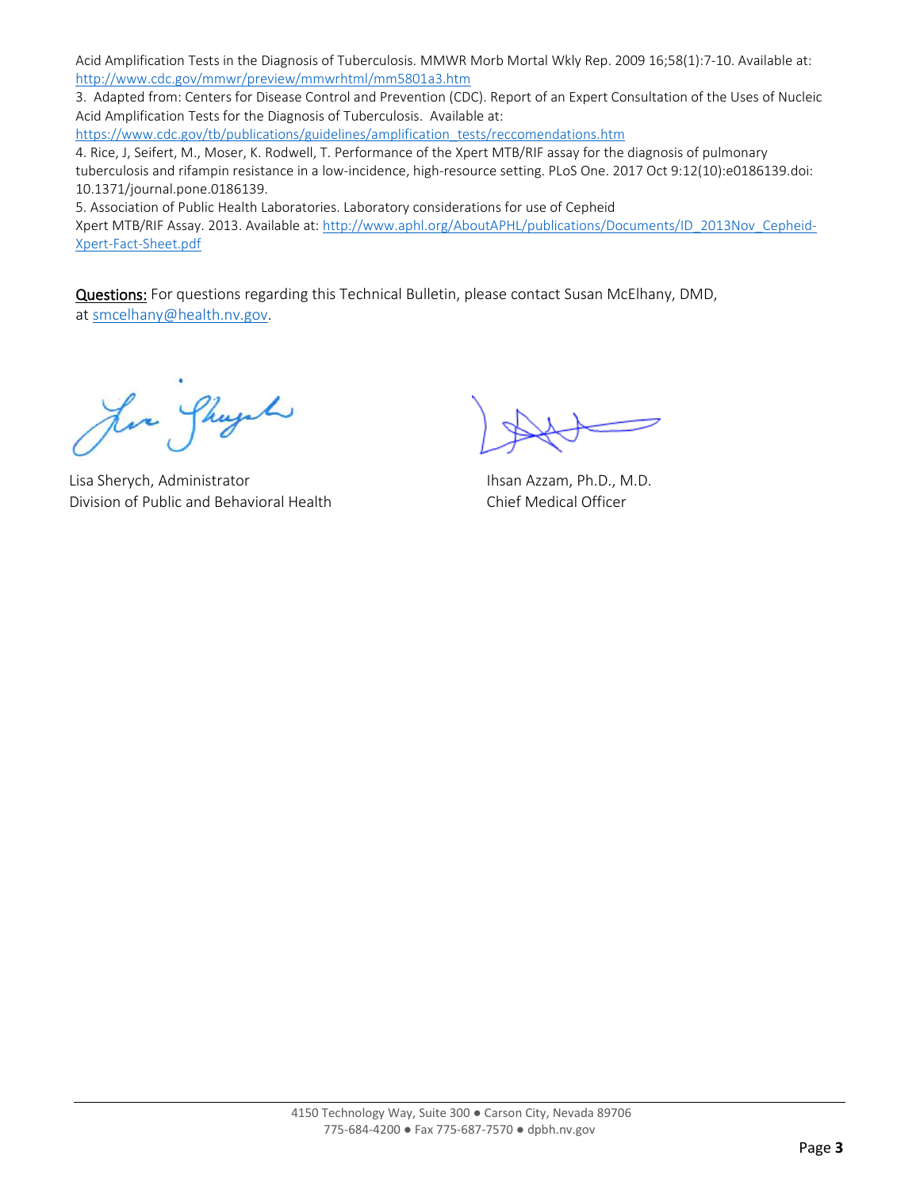Acid Amplification Tests in the Diagnosis of Tuberculosis. MMWR Morb Mortal Wkly Rep. 2009 16;58(1):7-10. Available at: http://www.cdc.gov/mmwr/preview/mmwrhtml/mm5801a3.htm

3. Adapted from: Centers for Disease Control and Prevention (CDC). Report of an Expert Consultation of the Uses of Nucleic Acid Amplification Tests for the Diagnosis of Tuberculosis. Available at: https://www.cdc.gov/tb/publications/guidelines/amplification_tests/reccomendations.htm

4. Rice, J, Seifert, M., Moser, K. Rodwell, T. Performance of the Xpert MTB/RIF assay for the diagnosis of pulmonary tuberculosis and rifampin resistance in a low-incidence, high-resource setting. PLoS One. 2017 Oct 9:12(10):e0186139.doi: 10.1371/journal.pone.0186139.

5. Association of Public Health Laboratories. Laboratory considerations for use of Cepheid Xpert MTB/RIF Assay. 2013. Available at: http://www.aphl.org/AboutAPHL/publications/Documents/ID_2013Nov_Cepheid-Xpert-Fact-Sheet.pdf

**Questions:** For questions regarding this Technical Bulletin, please contact Susan McElhany, DMD, at smcelhany@health.nv.gov.

Lisa Sherych, Administrator
Division of Public and Behavioral Health

Ihsan Azzam, Ph.D., M.D.
Chief Medical Officer

4150 Technology Way, Suite 300 ● Carson City, Nevada 89706
775-684-4200 ● Fax 775-687-7570 ● dpbh.nv.gov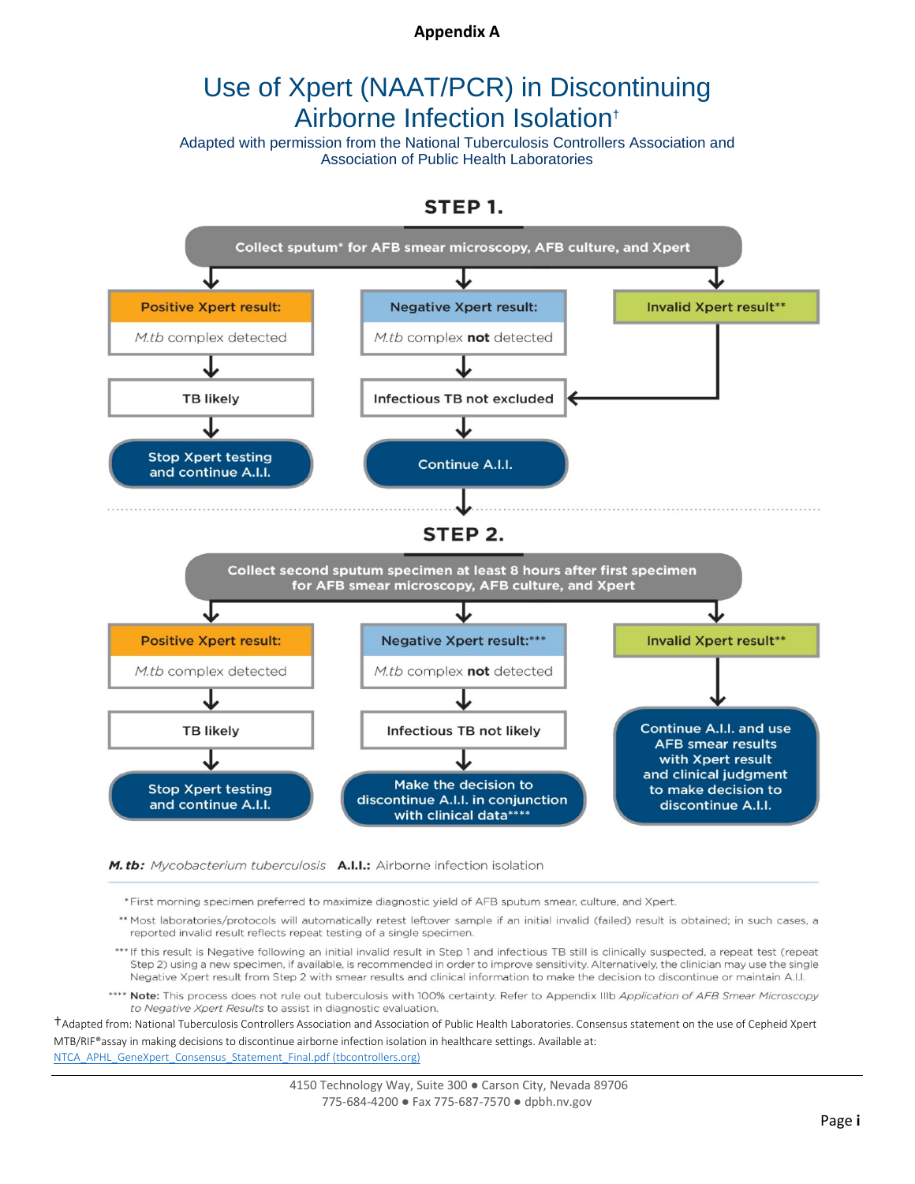**Appendix A**

# Use of Xpert (NAAT/PCR) in Discontinuing Airborne Infection Isolation†

Adapted with permission from the National Tuberculosis Controllers Association and Association of Public Health Laboratories

## STEP 1.

**Collect sputum* for AFB smear microscopy, AFB culture, and Xpert**

- **Positive Xpert result:** *M.tb* complex detected → **TB likely** → **Stop Xpert testing and continue A.I.I.**
- **Negative Xpert result:** *M.tb* complex **not** detected → **Infectious TB not excluded** → **Continue A.I.I.** → Step 2
- **Invalid Xpert result**** → **Infectious TB not excluded** → **Continue A.I.I.** → Step 2

## STEP 2.

**Collect second sputum specimen at least 8 hours after first specimen for AFB smear microscopy, AFB culture, and Xpert**

- **Positive Xpert result:** *M.tb* complex detected → **TB likely** → **Stop Xpert testing and continue A.I.I.**
- **Negative Xpert result:***** *M.tb* complex **not** detected → **Infectious TB not likely** → **Make the decision to discontinue A.I.I. in conjunction with clinical data******
- **Invalid Xpert result**** → **Continue A.I.I. and use AFB smear results with Xpert result and clinical judgment to make decision to discontinue A.I.I.**

***M. tb:*** *Mycobacterium tuberculosis* **A.I.I.:** Airborne infection isolation

* First morning specimen preferred to maximize diagnostic yield of AFB sputum smear, culture, and Xpert.

** Most laboratories/protocols will automatically retest leftover sample if an initial invalid (failed) result is obtained; in such cases, a reported invalid result reflects repeat testing of a single specimen.

*** If this result is Negative following an initial invalid result in Step 1 and infectious TB still is clinically suspected, a repeat test (repeat Step 2) using a new specimen, if available, is recommended in order to improve sensitivity. Alternatively, the clinician may use the single Negative Xpert result from Step 2 with smear results and clinical information to make the decision to discontinue or maintain A.I.I.

**** **Note:** This process does not rule out tuberculosis with 100% certainty. Refer to Appendix IIIb *Application of AFB Smear Microscopy to Negative Xpert Results* to assist in diagnostic evaluation.

†Adapted from: National Tuberculosis Controllers Association and Association of Public Health Laboratories. Consensus statement on the use of Cepheid Xpert MTB/RIF®assay in making decisions to discontinue airborne infection isolation in healthcare settings. Available at: NTCA_APHL_GeneXpert_Consensus_Statement_Final.pdf (tbcontrollers.org)

4150 Technology Way, Suite 300 ● Carson City, Nevada 89706
775-684-4200 ● Fax 775-687-7570 ● dpbh.nv.gov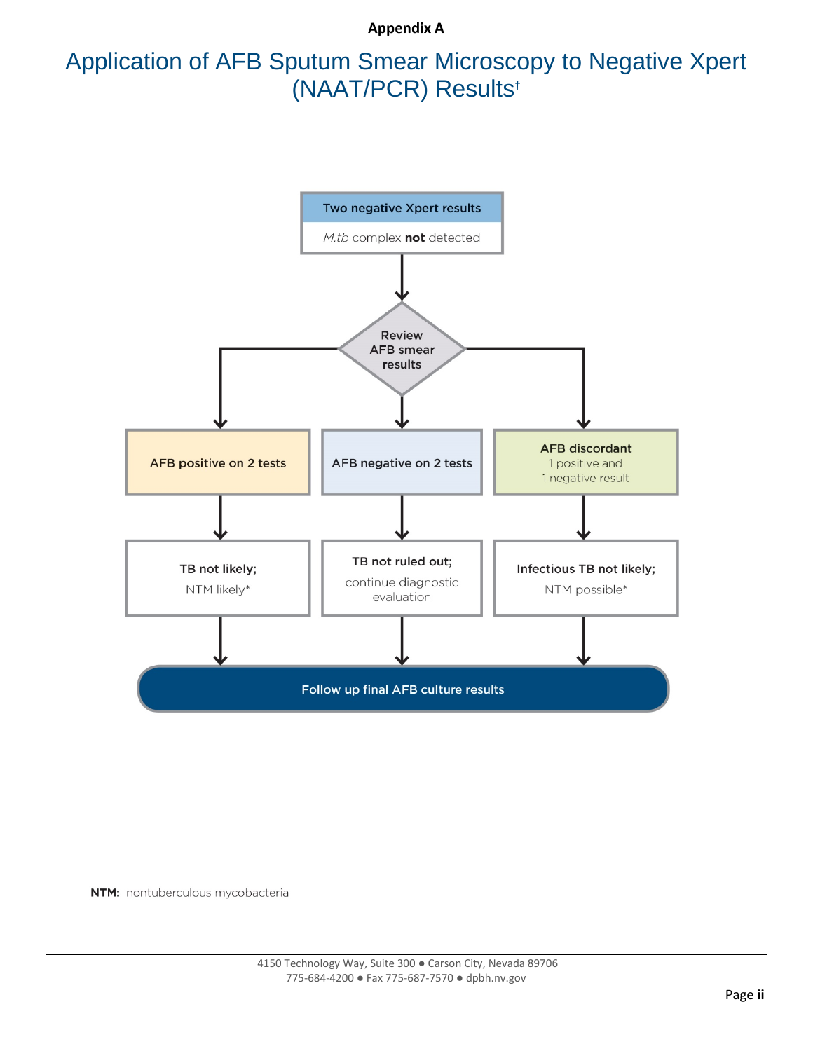**Appendix A**

# Application of AFB Sputum Smear Microscopy to Negative Xpert (NAAT/PCR) Results[†]

**Two negative Xpert results**

*M.tb* complex **not** detected

↓

**Review AFB smear results**

- **AFB positive on 2 tests** → **TB not likely;** NTM likely* → **Follow up final AFB culture results**
- **AFB negative on 2 tests** → **TB not ruled out;** continue diagnostic evaluation → **Follow up final AFB culture results**
- **AFB discordant** 1 positive and 1 negative result → **Infectious TB not likely;** NTM possible* → **Follow up final AFB culture results**

**NTM:** nontuberculous mycobacteria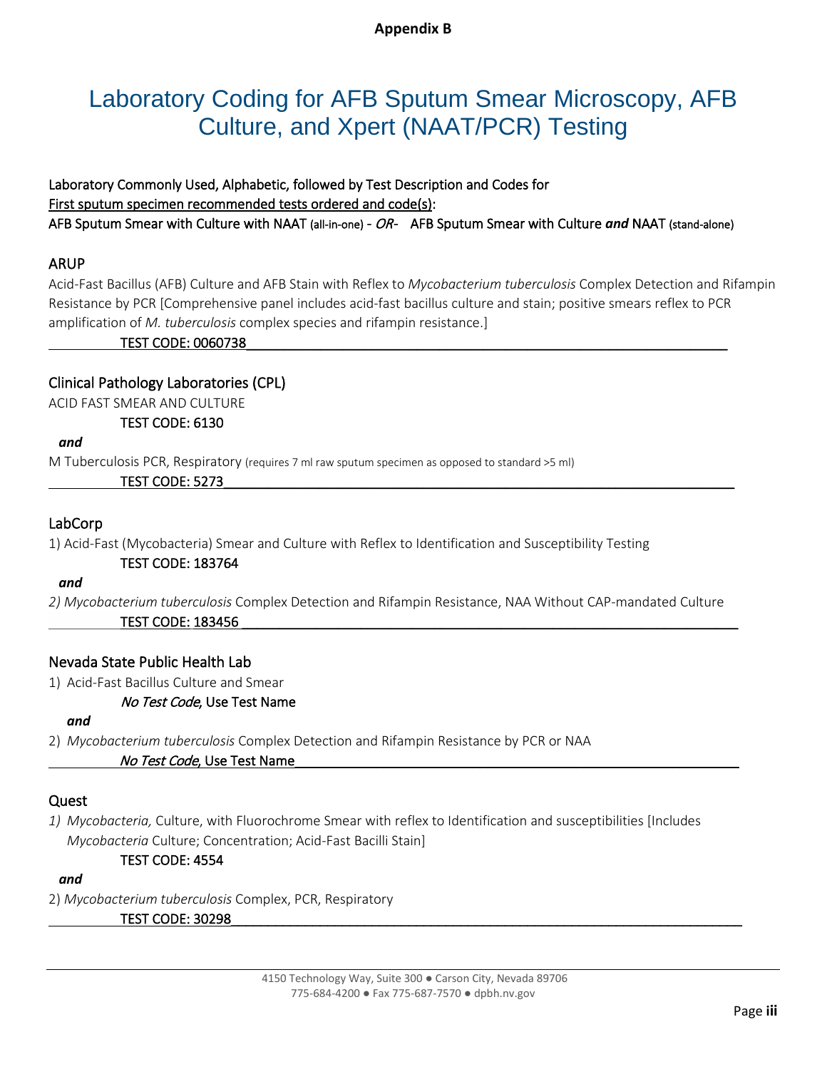**Appendix B**

# Laboratory Coding for AFB Sputum Smear Microscopy, AFB Culture, and Xpert (NAAT/PCR) Testing

Laboratory Commonly Used, Alphabetic, followed by Test Description and Codes for
First sputum specimen recommended tests ordered and code(s):
AFB Sputum Smear with Culture with NAAT (all-in-one) - *OR*- AFB Sputum Smear with Culture ***and*** NAAT (stand-alone)

## ARUP

Acid-Fast Bacillus (AFB) Culture and AFB Stain with Reflex to *Mycobacterium tuberculosis* Complex Detection and Rifampin Resistance by PCR [Comprehensive panel includes acid-fast bacillus culture and stain; positive smears reflex to PCR amplification of *M. tuberculosis* complex species and rifampin resistance.]

TEST CODE: 0060738

## Clinical Pathology Laboratories (CPL)

ACID FAST SMEAR AND CULTURE

TEST CODE: 6130

***and***

M Tuberculosis PCR, Respiratory (requires 7 ml raw sputum specimen as opposed to standard >5 ml)

TEST CODE: 5273

## LabCorp

1) Acid-Fast (Mycobacteria) Smear and Culture with Reflex to Identification and Susceptibility Testing

TEST CODE: 183764

***and***

2) *Mycobacterium tuberculosis* Complex Detection and Rifampin Resistance, NAA Without CAP-mandated Culture

TEST CODE: 183456

## Nevada State Public Health Lab

1) Acid-Fast Bacillus Culture and Smear

*No Test Code*, Use Test Name

***and***

2) *Mycobacterium tuberculosis* Complex Detection and Rifampin Resistance by PCR or NAA

*No Test Code*, Use Test Name

## Quest

1) *Mycobacteria,* Culture, with Fluorochrome Smear with reflex to Identification and susceptibilities [Includes *Mycobacteria* Culture; Concentration; Acid-Fast Bacilli Stain]

TEST CODE: 4554

***and***

2) *Mycobacterium tuberculosis* Complex, PCR, Respiratory

TEST CODE: 30298

4150 Technology Way, Suite 300 ● Carson City, Nevada 89706
775-684-4200 ● Fax 775-687-7570 ● dpbh.nv.gov